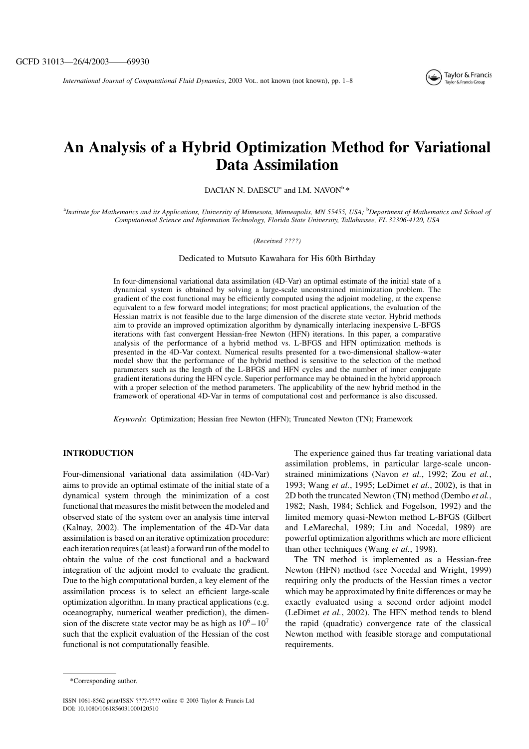# An Analysis of a Hybrid Optimization Method for Variational Data Assimilation

DACIAN N. DAESCU[a] and I.M. NAVON[b,*]

[a]*Institute for Mathematics and its Applications, University of Minnesota, Minneapolis, MN 55455, USA;* [b]*Department of Mathematics and School of Computational Science and Information Technology, Florida State University, Tallahassee, FL 32306-4120, USA*

*(Received ????)*

Dedicated to Mutsuto Kawahara for His 60th Birthday

In four-dimensional variational data assimilation (4D-Var) an optimal estimate of the initial state of a dynamical system is obtained by solving a large-scale unconstrained minimization problem. The gradient of the cost functional may be efficiently computed using the adjoint modeling, at the expense equivalent to a few forward model integrations; for most practical applications, the evaluation of the Hessian matrix is not feasible due to the large dimension of the discrete state vector. Hybrid methods aim to provide an improved optimization algorithm by dynamically interlacing inexpensive L-BFGS iterations with fast convergent Hessian-free Newton (HFN) iterations. In this paper, a comparative analysis of the performance of a hybrid method vs. L-BFGS and HFN optimization methods is presented in the 4D-Var context. Numerical results presented for a two-dimensional shallow-water model show that the performance of the hybrid method is sensitive to the selection of the method parameters such as the length of the L-BFGS and HFN cycles and the number of inner conjugate gradient iterations during the HFN cycle. Superior performance may be obtained in the hybrid approach with a proper selection of the method parameters. The applicability of the new hybrid method in the framework of operational 4D-Var in terms of computational cost and performance is also discussed.

*Keywords*: Optimization; Hessian free Newton (HFN); Truncated Newton (TN); Framework

## INTRODUCTION

Four-dimensional variational data assimilation (4D-Var) aims to provide an optimal estimate of the initial state of a dynamical system through the minimization of a cost functional that measures the misfit between the modeled and observed state of the system over an analysis time interval (Kalnay, 2002). The implementation of the 4D-Var data assimilation is based on an iterative optimization procedure: each iteration requires (at least) a forward run of the model to obtain the value of the cost functional and a backward integration of the adjoint model to evaluate the gradient. Due to the high computational burden, a key element of the assimilation process is to select an efficient large-scale optimization algorithm. In many practical applications (e.g. oceanography, numerical weather prediction), the dimension of the discrete state vector may be as high as $10^6-10^7$ such that the explicit evaluation of the Hessian of the cost functional is not computationally feasible.

The experience gained thus far treating variational data assimilation problems, in particular large-scale unconstrained minimizations (Navon *et al.*, 1992; Zou *et al.*, 1993; Wang *et al.*, 1995; LeDimet *et al.*, 2002), is that in 2D both the truncated Newton (TN) method (Dembo *et al.*, 1982; Nash, 1984; Schlick and Fogelson, 1992) and the limited memory quasi-Newton method L-BFGS (Gilbert and LeMarechal, 1989; Liu and Nocedal, 1989) are powerful optimization algorithms which are more efficient than other techniques (Wang *et al.*, 1998).

The TN method is implemented as a Hessian-free Newton (HFN) method (see Nocedal and Wright, 1999) requiring only the products of the Hessian times a vector which may be approximated by finite differences or may be exactly evaluated using a second order adjoint model (LeDimet *et al.*, 2002). The HFN method tends to blend the rapid (quadratic) convergence rate of the classical Newton method with feasible storage and computational requirements.

*Corresponding author.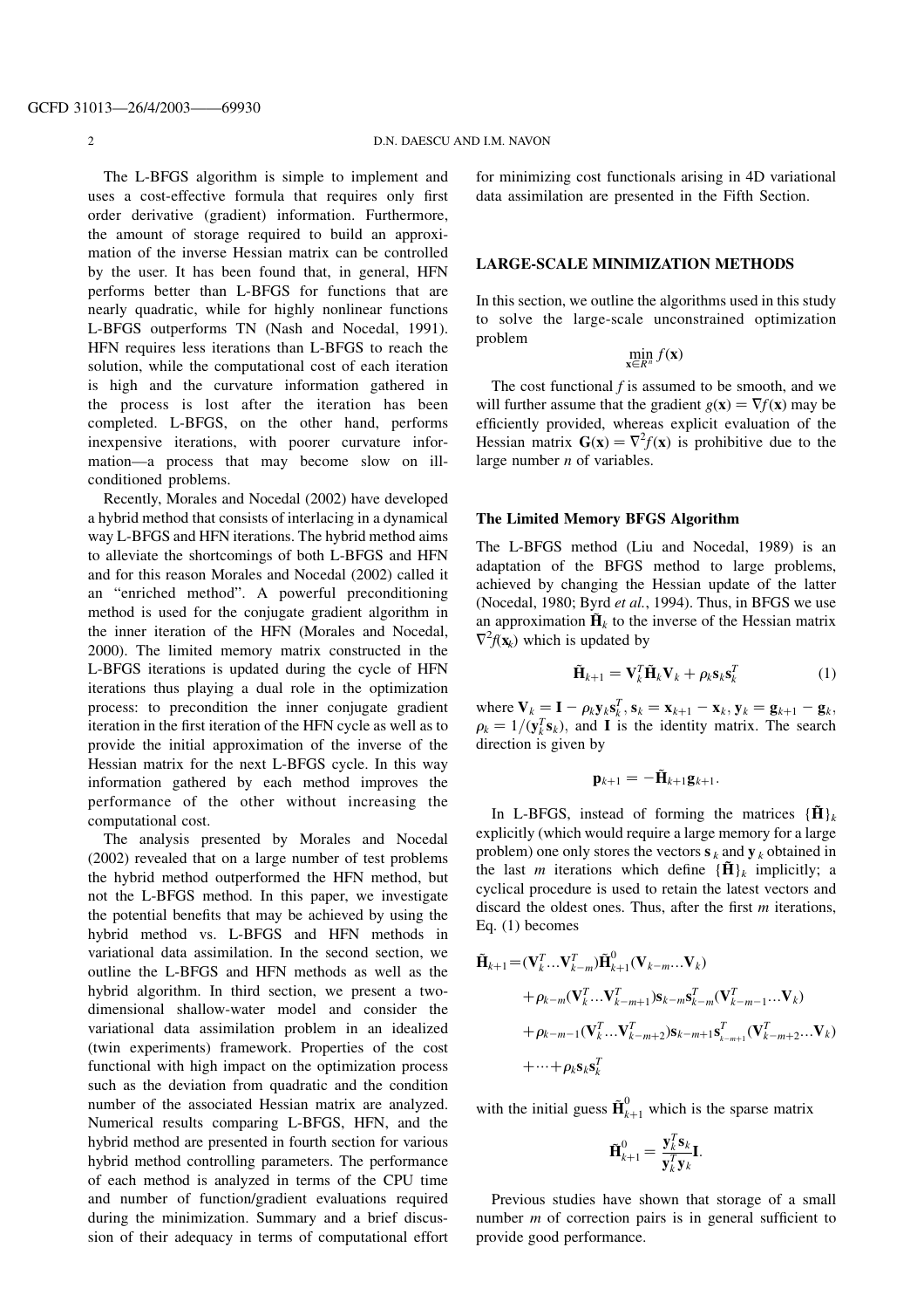The L-BFGS algorithm is simple to implement and uses a cost-effective formula that requires only first order derivative (gradient) information. Furthermore, the amount of storage required to build an approximation of the inverse Hessian matrix can be controlled by the user. It has been found that, in general, HFN performs better than L-BFGS for functions that are nearly quadratic, while for highly nonlinear functions L-BFGS outperforms TN (Nash and Nocedal, 1991). HFN requires less iterations than L-BFGS to reach the solution, while the computational cost of each iteration is high and the curvature information gathered in the process is lost after the iteration has been completed. L-BFGS, on the other hand, performs inexpensive iterations, with poorer curvature information—a process that may become slow on ill-conditioned problems.

Recently, Morales and Nocedal (2002) have developed a hybrid method that consists of interlacing in a dynamical way L-BFGS and HFN iterations. The hybrid method aims to alleviate the shortcomings of both L-BFGS and HFN and for this reason Morales and Nocedal (2002) called it an "enriched method". A powerful preconditioning method is used for the conjugate gradient algorithm in the inner iteration of the HFN (Morales and Nocedal, 2000). The limited memory matrix constructed in the L-BFGS iterations is updated during the cycle of HFN iterations thus playing a dual role in the optimization process: to precondition the inner conjugate gradient iteration in the first iteration of the HFN cycle as well as to provide the initial approximation of the inverse of the Hessian matrix for the next L-BFGS cycle. In this way information gathered by each method improves the performance of the other without increasing the computational cost.

The analysis presented by Morales and Nocedal (2002) revealed that on a large number of test problems the hybrid method outperformed the HFN method, but not the L-BFGS method. In this paper, we investigate the potential benefits that may be achieved by using the hybrid method vs. L-BFGS and HFN methods in variational data assimilation. In the second section, we outline the L-BFGS and HFN methods as well as the hybrid algorithm. In third section, we present a two-dimensional shallow-water model and consider the variational data assimilation problem in an idealized (twin experiments) framework. Properties of the cost functional with high impact on the optimization process such as the deviation from quadratic and the condition number of the associated Hessian matrix are analyzed. Numerical results comparing L-BFGS, HFN, and the hybrid method are presented in fourth section for various hybrid method controlling parameters. The performance of each method is analyzed in terms of the CPU time and number of function/gradient evaluations required during the minimization. Summary and a brief discussion of their adequacy in terms of computational effort for minimizing cost functionals arising in 4D variational data assimilation are presented in the Fifth Section.

## LARGE-SCALE MINIMIZATION METHODS

In this section, we outline the algorithms used in this study to solve the large-scale unconstrained optimization problem

$$\min_{\mathbf{x}\in R^n} f(\mathbf{x})$$

The cost functional $f$ is assumed to be smooth, and we will further assume that the gradient $g(\mathbf{x}) = \nabla f(\mathbf{x})$ may be efficiently provided, whereas explicit evaluation of the Hessian matrix $\mathbf{G}(\mathbf{x}) = \nabla^2 f(\mathbf{x})$ is prohibitive due to the large number $n$ of variables.

### The Limited Memory BFGS Algorithm

The L-BFGS method (Liu and Nocedal, 1989) is an adaptation of the BFGS method to large problems, achieved by changing the Hessian update of the latter (Nocedal, 1980; Byrd *et al.*, 1994). Thus, in BFGS we use an approximation $\tilde{\mathbf{H}}_k$ to the inverse of the Hessian matrix $\nabla^2 f(\mathbf{x}_k)$ which is updated by

$$\tilde{\mathbf{H}}_{k+1} = \mathbf{V}_k^T \tilde{\mathbf{H}}_k \mathbf{V}_k + \rho_k \mathbf{s}_k \mathbf{s}_k^T \tag{1}$$

where $\mathbf{V}_k = \mathbf{I} - \rho_k \mathbf{y}_k \mathbf{s}_k^T$, $\mathbf{s}_k = \mathbf{x}_{k+1} - \mathbf{x}_k$, $\mathbf{y}_k = \mathbf{g}_{k+1} - \mathbf{g}_k$, $\rho_k = 1/(\mathbf{y}_k^T \mathbf{s}_k)$, and $\mathbf{I}$ is the identity matrix. The search direction is given by

$$\mathbf{p}_{k+1} = -\tilde{\mathbf{H}}_{k+1} \mathbf{g}_{k+1}.$$

In L-BFGS, instead of forming the matrices $\{\tilde{\mathbf{H}}\}_k$ explicitly (which would require a large memory for a large problem) one only stores the vectors $\mathbf{s}_k$ and $\mathbf{y}_k$ obtained in the last $m$ iterations which define $\{\tilde{\mathbf{H}}\}_k$ implicitly; a cyclical procedure is used to retain the latest vectors and discard the oldest ones. Thus, after the first $m$ iterations, Eq. (1) becomes

$$\begin{aligned}
\tilde{\mathbf{H}}_{k+1} = & (\mathbf{V}_k^T \ldots \mathbf{V}_{k-m}^T) \tilde{\mathbf{H}}_{k+1}^0 (\mathbf{V}_{k-m} \ldots \mathbf{V}_k) \\
& + \rho_{k-m} (\mathbf{V}_k^T \ldots \mathbf{V}_{k-m+1}^T) \mathbf{s}_{k-m} \mathbf{s}_{k-m}^T (\mathbf{V}_{k-m-1}^T \ldots \mathbf{V}_k) \\
& + \rho_{k-m-1} (\mathbf{V}_k^T \ldots \mathbf{V}_{k-m+2}^T) \mathbf{s}_{k-m+1} \mathbf{s}_{k-m+1}^T (\mathbf{V}_{k-m+2}^T \ldots \mathbf{V}_k) \\
& + \cdots + \rho_k \mathbf{s}_k \mathbf{s}_k^T
\end{aligned}$$

with the initial guess $\tilde{\mathbf{H}}_{k+1}^0$ which is the sparse matrix

$$\tilde{\mathbf{H}}_{k+1}^0 = \frac{\mathbf{y}_k^T \mathbf{s}_k}{\mathbf{y}_k^T \mathbf{y}_k} \mathbf{I}.$$

Previous studies have shown that storage of a small number $m$ of correction pairs is in general sufficient to provide good performance.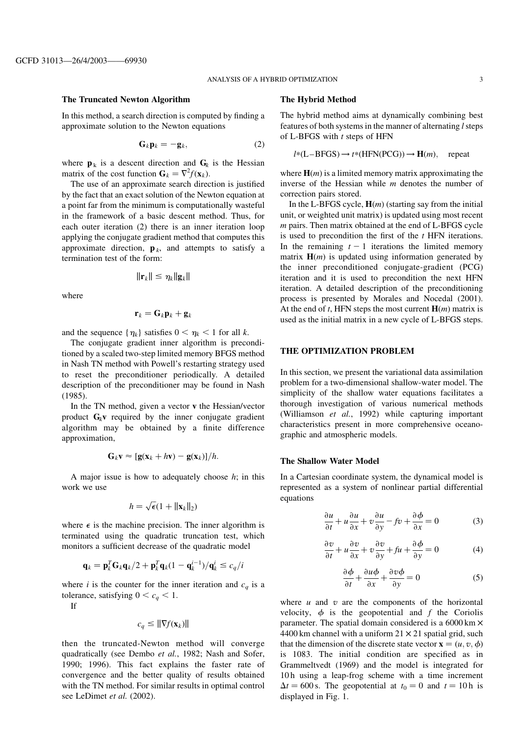### The Truncated Newton Algorithm

In this method, a search direction is computed by finding a approximate solution to the Newton equations

$$\mathbf{G}_k \mathbf{p}_k = -\mathbf{g}_k, \tag{2}$$

where $\mathbf{p}_k$ is a descent direction and $\mathbf{G}_k$ is the Hessian matrix of the cost function $\mathbf{G}_k = \nabla^2 f(\mathbf{x}_k)$.

The use of an approximate search direction is justified by the fact that an exact solution of the Newton equation at a point far from the minimum is computationally wasteful in the framework of a basic descent method. Thus, for each outer iteration (2) there is an inner iteration loop applying the conjugate gradient method that computes this approximate direction, $\mathbf{p}_k$, and attempts to satisfy a termination test of the form:

$$\|\mathbf{r}_k\| \leq \eta_k \|\mathbf{g}_k\|$$

where

$$\mathbf{r}_k = \mathbf{G}_k \mathbf{p}_k + \mathbf{g}_k$$

and the sequence $\{\eta_k\}$ satisfies $0 < \eta_k < 1$ for all $k$.

The conjugate gradient inner algorithm is preconditioned by a scaled two-step limited memory BFGS method in Nash TN method with Powell's restarting strategy used to reset the preconditioner periodically. A detailed description of the preconditioner may be found in Nash (1985).

In the TN method, given a vector $\mathbf{v}$ the Hessian/vector product $\mathbf{G}_k \mathbf{v}$ required by the inner conjugate gradient algorithm may be obtained by a finite difference approximation,

$$\mathbf{G}_k \mathbf{v} \approx [\mathbf{g}(\mathbf{x}_k + h\mathbf{v}) - \mathbf{g}(\mathbf{x}_k)]/h.$$

A major issue is how to adequately choose $h$; in this work we use

$$h = \sqrt{\epsilon}(1 + \|\mathbf{x}_k\|_2)$$

where $\epsilon$ is the machine precision. The inner algorithm is terminated using the quadratic truncation test, which monitors a sufficient decrease of the quadratic model

$$\mathbf{q}_k = \mathbf{p}_k^T \mathbf{G}_k \mathbf{q}_k / 2 + \mathbf{p}_k^T \mathbf{q}_k (1 - \mathbf{q}_k^{i-1}) / \mathbf{q}_k^i \leq c_q / i$$

where $i$ is the counter for the inner iteration and $c_q$ is a tolerance, satisfying $0 < c_q < 1$.

If

$$c_q \leq \|\nabla f(\mathbf{x}_k)\|$$

then the truncated-Newton method will converge quadratically (see Dembo *et al.*, 1982; Nash and Sofer, 1990; 1996). This fact explains the faster rate of convergence and the better quality of results obtained with the TN method. For similar results in optimal control see LeDimet *et al.* (2002).

### The Hybrid Method

The hybrid method aims at dynamically combining best features of both systems in the manner of alternating $l$ steps of L-BFGS with $t$ steps of HFN

$$l*(\text{L-BFGS}) \rightarrow t*(\text{HFN(PCG)}) \rightarrow \mathbf{H}(m), \quad \text{repeat}$$

where $\mathbf{H}(m)$ is a limited memory matrix approximating the inverse of the Hessian while $m$ denotes the number of correction pairs stored.

In the L-BFGS cycle, $\mathbf{H}(m)$ (starting say from the initial unit, or weighted unit matrix) is updated using most recent $m$ pairs. Then matrix obtained at the end of L-BFGS cycle is used to precondition the first of the $t$ HFN iterations. In the remaining $t-1$ iterations the limited memory matrix $\mathbf{H}(m)$ is updated using information generated by the inner preconditioned conjugate-gradient (PCG) iteration and it is used to precondition the next HFN iteration. A detailed description of the preconditioning process is presented by Morales and Nocedal (2001). At the end of $t$, HFN steps the most current $\mathbf{H}(m)$ matrix is used as the initial matrix in a new cycle of L-BFGS steps.

## THE OPTIMIZATION PROBLEM

In this section, we present the variational data assimilation problem for a two-dimensional shallow-water model. The simplicity of the shallow water equations facilitates a thorough investigation of various numerical methods (Williamson *et al.*, 1992) while capturing important characteristics present in more comprehensive oceanographic and atmospheric models.

### The Shallow Water Model

In a Cartesian coordinate system, the dynamical model is represented as a system of nonlinear partial differential equations

$$\frac{\partial u}{\partial t} + u\frac{\partial u}{\partial x} + v\frac{\partial u}{\partial y} - fv + \frac{\partial \phi}{\partial x} = 0 \tag{3}$$

$$\frac{\partial v}{\partial t} + u\frac{\partial v}{\partial x} + v\frac{\partial v}{\partial y} + fu + \frac{\partial \phi}{\partial y} = 0 \tag{4}$$

$$\frac{\partial \phi}{\partial t} + \frac{\partial u\phi}{\partial x} + \frac{\partial v\phi}{\partial y} = 0 \tag{5}$$

where $u$ and $v$ are the components of the horizontal velocity, $\phi$ is the geopotential and $f$ the Coriolis parameter. The spatial domain considered is a $6000\,\text{km} \times 4400\,\text{km}$ channel with a uniform $21 \times 21$ spatial grid, such that the dimension of the discrete state vector $\mathbf{x} = (u, v, \phi)$ is 1083. The initial condition are specified as in Grammeltvedt (1969) and the model is integrated for 10 h using a leap-frog scheme with a time increment $\Delta t = 600\,\text{s}$. The geopotential at $t_0 = 0$ and $t = 10\,\text{h}$ is displayed in Fig. 1.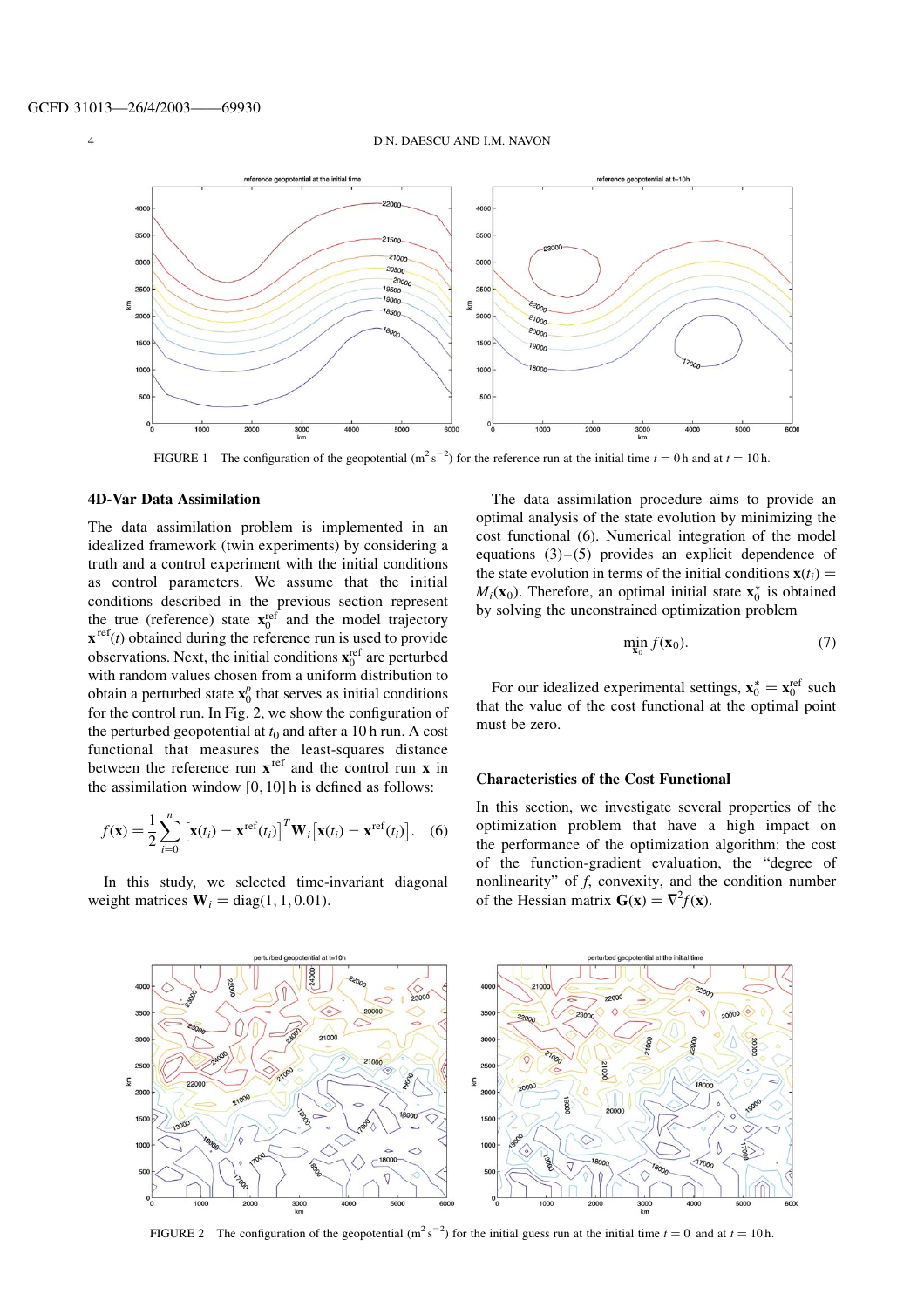FIGURE 1 The configuration of the geopotential ($m^2 s^{-2}$) for the reference run at the initial time $t = 0$ h and at $t = 10$ h.

## 4D-Var Data Assimilation

The data assimilation problem is implemented in an idealized framework (twin experiments) by considering a truth and a control experiment with the initial conditions as control parameters. We assume that the initial conditions described in the previous section represent the true (reference) state $\mathbf{x}_0^{\mathrm{ref}}$ and the model trajectory $\mathbf{x}^{\mathrm{ref}}(t)$ obtained during the reference run is used to provide observations. Next, the initial conditions $\mathbf{x}_0^{\mathrm{ref}}$ are perturbed with random values chosen from a uniform distribution to obtain a perturbed state $\mathbf{x}_0^p$ that serves as initial conditions for the control run. In Fig. 2, we show the configuration of the perturbed geopotential at $t_0$ and after a 10 h run. A cost functional that measures the least-squares distance between the reference run $\mathbf{x}^{\mathrm{ref}}$ and the control run $\mathbf{x}$ in the assimilation window [0, 10] h is defined as follows:

$$f(\mathbf{x}) = \frac{1}{2}\sum_{i=0}^{n}\left[\mathbf{x}(t_i) - \mathbf{x}^{\mathrm{ref}}(t_i)\right]^T \mathbf{W}_i \left[\mathbf{x}(t_i) - \mathbf{x}^{\mathrm{ref}}(t_i)\right]. \quad (6)$$

In this study, we selected time-invariant diagonal weight matrices $\mathbf{W}_i = \mathrm{diag}(1, 1, 0.01)$.

The data assimilation procedure aims to provide an optimal analysis of the state evolution by minimizing the cost functional (6). Numerical integration of the model equations (3)–(5) provides an explicit dependence of the state evolution in terms of the initial conditions $\mathbf{x}(t_i) = M_i(\mathbf{x}_0)$. Therefore, an optimal initial state $\mathbf{x}_0^*$ is obtained by solving the unconstrained optimization problem

$$\min_{\mathbf{x}_0} f(\mathbf{x}_0). \quad (7)$$

For our idealized experimental settings, $\mathbf{x}_0^* = \mathbf{x}_0^{\mathrm{ref}}$ such that the value of the cost functional at the optimal point must be zero.

## Characteristics of the Cost Functional

In this section, we investigate several properties of the optimization problem that have a high impact on the performance of the optimization algorithm: the cost of the function-gradient evaluation, the "degree of nonlinearity" of $f$, convexity, and the condition number of the Hessian matrix $\mathbf{G}(\mathbf{x}) = \nabla^2 f(\mathbf{x})$.

FIGURE 2 The configuration of the geopotential ($m^2 s^{-2}$) for the initial guess run at the initial time $t = 0$ and at $t = 10$ h.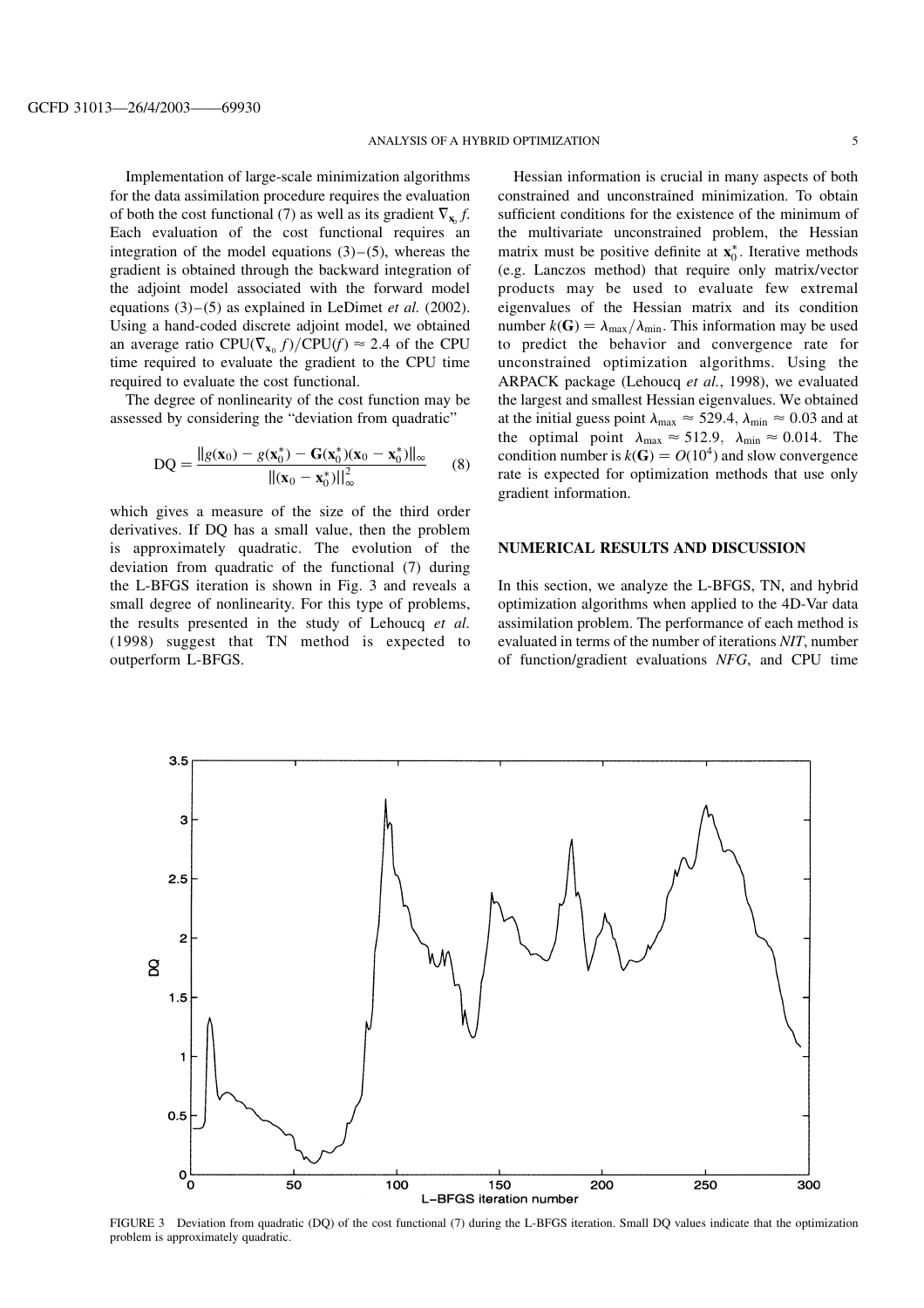Implementation of large-scale minimization algorithms for the data assimilation procedure requires the evaluation of both the cost functional (7) as well as its gradient $\nabla_{\mathbf{x}_0} f$. Each evaluation of the cost functional requires an integration of the model equations (3)–(5), whereas the gradient is obtained through the backward integration of the adjoint model associated with the forward model equations (3)–(5) as explained in LeDimet *et al.* (2002). Using a hand-coded discrete adjoint model, we obtained an average ratio $\mathrm{CPU}(\nabla_{\mathbf{x}_0} f)/\mathrm{CPU}(f) \approx 2.4$ of the CPU time required to evaluate the gradient to the CPU time required to evaluate the cost functional.

The degree of nonlinearity of the cost function may be assessed by considering the "deviation from quadratic"

$$\mathrm{DQ} = \frac{\|g(\mathbf{x}_0) - g(\mathbf{x}_0^*) - \mathbf{G}(\mathbf{x}_0^*)(\mathbf{x}_0 - \mathbf{x}_0^*)\|_\infty}{\|(\mathbf{x}_0 - \mathbf{x}_0^*)\|_\infty^2} \tag{8}$$

which gives a measure of the size of the third order derivatives. If DQ has a small value, then the problem is approximately quadratic. The evolution of the deviation from quadratic of the functional (7) during the L-BFGS iteration is shown in Fig. 3 and reveals a small degree of nonlinearity. For this type of problems, the results presented in the study of Lehoucq *et al.* (1998) suggest that TN method is expected to outperform L-BFGS.

Hessian information is crucial in many aspects of both constrained and unconstrained minimization. To obtain sufficient conditions for the existence of the minimum of the multivariate unconstrained problem, the Hessian matrix must be positive definite at $\mathbf{x}_0^*$. Iterative methods (e.g. Lanczos method) that require only matrix/vector products may be used to evaluate few extremal eigenvalues of the Hessian matrix and its condition number $k(\mathbf{G}) = \lambda_{\max}/\lambda_{\min}$. This information may be used to predict the behavior and convergence rate for unconstrained optimization algorithms. Using the ARPACK package (Lehoucq *et al.*, 1998), we evaluated the largest and smallest Hessian eigenvalues. We obtained at the initial guess point $\lambda_{\max} \approx 529.4$, $\lambda_{\min} \approx 0.03$ and at the optimal point $\lambda_{\max} \approx 512.9$, $\lambda_{\min} \approx 0.014$. The condition number is $k(\mathbf{G}) = O(10^4)$ and slow convergence rate is expected for optimization methods that use only gradient information.

## NUMERICAL RESULTS AND DISCUSSION

In this section, we analyze the L-BFGS, TN, and hybrid optimization algorithms when applied to the 4D-Var data assimilation problem. The performance of each method is evaluated in terms of the number of iterations *NIT*, number of function/gradient evaluations *NFG*, and CPU time

FIGURE 3 Deviation from quadratic (DQ) of the cost functional (7) during the L-BFGS iteration. Small DQ values indicate that the optimization problem is approximately quadratic.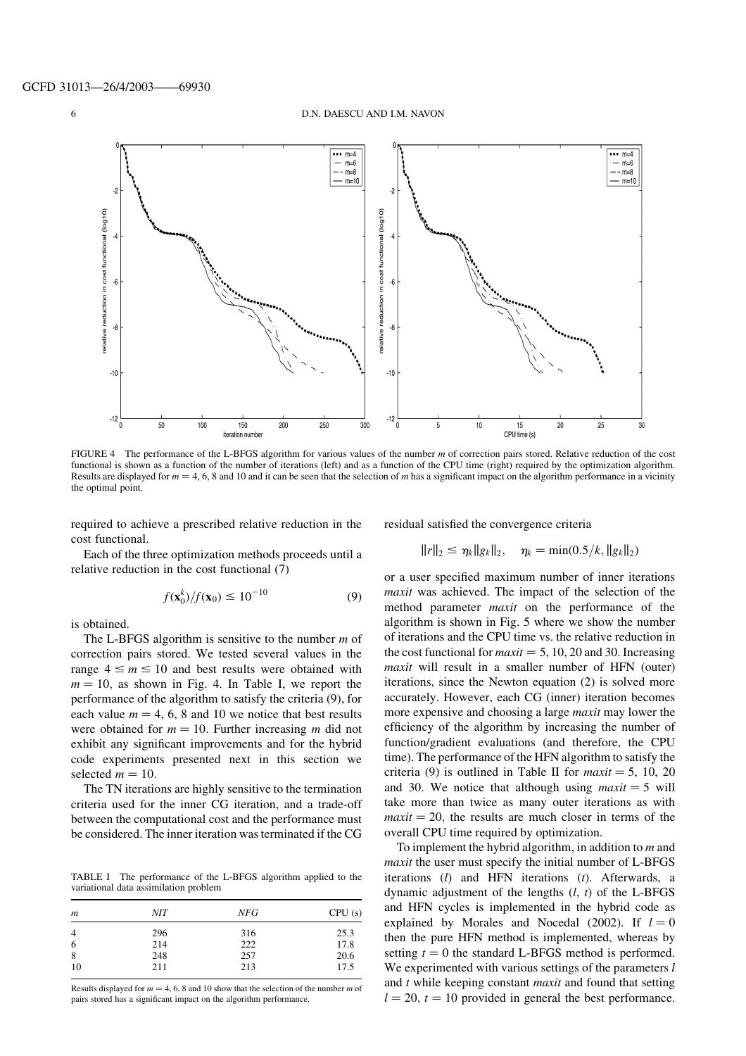FIGURE 4 The performance of the L-BFGS algorithm for various values of the number $m$ of correction pairs stored. Relative reduction of the cost functional is shown as a function of the number of iterations (left) and as a function of the CPU time (right) required by the optimization algorithm. Results are displayed for $m = 4$, 6, 8 and 10 and it can be seen that the selection of $m$ has a significant impact on the algorithm performance in a vicinity the optimal point.

required to achieve a prescribed relative reduction in the cost functional.

Each of the three optimization methods proceeds until a relative reduction in the cost functional (7)

$$f(\mathbf{x}_0^k)/f(\mathbf{x}_0) \leq 10^{-10} \tag{9}$$

is obtained.

The L-BFGS algorithm is sensitive to the number $m$ of correction pairs stored. We tested several values in the range $4 \leq m \leq 10$ and best results were obtained with $m = 10$, as shown in Fig. 4. In Table I, we report the performance of the algorithm to satisfy the criteria (9), for each value $m = 4$, 6, 8 and 10 we notice that best results were obtained for $m = 10$. Further increasing $m$ did not exhibit any significant improvements and for the hybrid code experiments presented next in this section we selected $m = 10$.

The TN iterations are highly sensitive to the termination criteria used for the inner CG iteration, and a trade-off between the computational cost and the performance must be considered. The inner iteration was terminated if the CG residual satisfied the convergence criteria

$$\|r\|_2 \leq \eta_k \|g_k\|_2, \quad \eta_k = \min(0.5/k, \|g_k\|_2)$$

or a user specified maximum number of inner iterations *maxit* was achieved. The impact of the selection of the method parameter *maxit* on the performance of the algorithm is shown in Fig. 5 where we show the number of iterations and the CPU time vs. the relative reduction in the cost functional for *maxit* = 5, 10, 20 and 30. Increasing *maxit* will result in a smaller number of HFN (outer) iterations, since the Newton equation (2) is solved more accurately. However, each CG (inner) iteration becomes more expensive and choosing a large *maxit* may lower the efficiency of the algorithm by increasing the number of function/gradient evaluations (and therefore, the CPU time). The performance of the HFN algorithm to satisfy the criteria (9) is outlined in Table II for *maxit* = 5, 10, 20 and 30. We notice that although using *maxit* = 5 will take more than twice as many outer iterations as with *maxit* = 20, the results are much closer in terms of the overall CPU time required by optimization.

To implement the hybrid algorithm, in addition to $m$ and *maxit* the user must specify the initial number of L-BFGS iterations ($l$) and HFN iterations ($t$). Afterwards, a dynamic adjustment of the lengths ($l$, $t$) of the L-BFGS and HFN cycles is implemented in the hybrid code as explained by Morales and Nocedal (2002). If $l = 0$ then the pure HFN method is implemented, whereas by setting $t = 0$ the standard L-BFGS method is performed. We experimented with various settings of the parameters $l$ and $t$ while keeping constant *maxit* and found that setting $l = 20$, $t = 10$ provided in general the best performance.

TABLE I The performance of the L-BFGS algorithm applied to the variational data assimilation problem

| $m$ | *NIT* | *NFG* | CPU (s) |
|---|---|---|---|
| 4 | 296 | 316 | 25.3 |
| 6 | 214 | 222 | 17.8 |
| 8 | 248 | 257 | 20.6 |
| 10 | 211 | 213 | 17.5 |

Results displayed for $m = 4$, 6, 8 and 10 show that the selection of the number $m$ of pairs stored has a significant impact on the algorithm performance.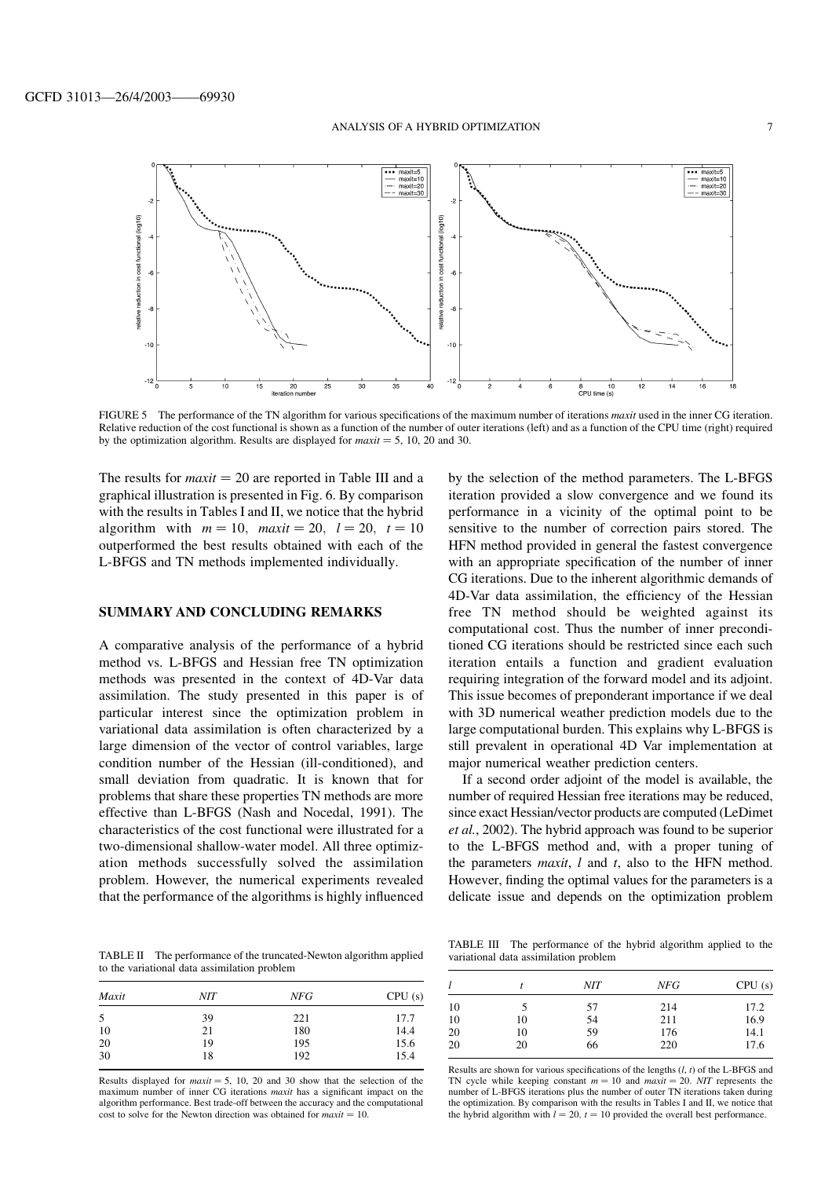FIGURE 5 The performance of the TN algorithm for various specifications of the maximum number of iterations *maxit* used in the inner CG iteration. Relative reduction of the cost functional is shown as a function of the number of outer iterations (left) and as a function of the CPU time (right) required by the optimization algorithm. Results are displayed for $maxit = 5$, 10, 20 and 30.

The results for $maxit = 20$ are reported in Table III and a graphical illustration is presented in Fig. 6. By comparison with the results in Tables I and II, we notice that the hybrid algorithm with $m = 10$, $maxit = 20$, $l = 20$, $t = 10$ outperformed the best results obtained with each of the L-BFGS and TN methods implemented individually.

## SUMMARY AND CONCLUDING REMARKS

A comparative analysis of the performance of a hybrid method vs. L-BFGS and Hessian free TN optimization methods was presented in the context of 4D-Var data assimilation. The study presented in this paper is of particular interest since the optimization problem in variational data assimilation is often characterized by a large dimension of the vector of control variables, large condition number of the Hessian (ill-conditioned), and small deviation from quadratic. It is known that for problems that share these properties TN methods are more effective than L-BFGS (Nash and Nocedal, 1991). The characteristics of the cost functional were illustrated for a two-dimensional shallow-water model. All three optimization methods successfully solved the assimilation problem. However, the numerical experiments revealed that the performance of the algorithms is highly influenced by the selection of the method parameters. The L-BFGS iteration provided a slow convergence and we found its performance in a vicinity of the optimal point to be sensitive to the number of correction pairs stored. The HFN method provided in general the fastest convergence with an appropriate specification of the number of inner CG iterations. Due to the inherent algorithmic demands of 4D-Var data assimilation, the efficiency of the Hessian free TN method should be weighted against its computational cost. Thus the number of inner preconditioned CG iterations should be restricted since each such iteration entails a function and gradient evaluation requiring integration of the forward model and its adjoint. This issue becomes of preponderant importance if we deal with 3D numerical weather prediction models due to the large computational burden. This explains why L-BFGS is still prevalent in operational 4D Var implementation at major numerical weather prediction centers.

If a second order adjoint of the model is available, the number of required Hessian free iterations may be reduced, since exact Hessian/vector products are computed (LeDimet *et al.*, 2002). The hybrid approach was found to be superior to the L-BFGS method and, with a proper tuning of the parameters *maxit*, *l* and *t*, also to the HFN method. However, finding the optimal values for the parameters is a delicate issue and depends on the optimization problem

TABLE II The performance of the truncated-Newton algorithm applied to the variational data assimilation problem

| *Maxit* | *NIT* | *NFG* | CPU (s) |
|---|---|---|---|
| 5 | 39 | 221 | 17.7 |
| 10 | 21 | 180 | 14.4 |
| 20 | 19 | 195 | 15.6 |
| 30 | 18 | 192 | 15.4 |

Results displayed for $maxit = 5$, 10, 20 and 30 show that the selection of the maximum number of inner CG iterations *maxit* has a significant impact on the algorithm performance. Best trade-off between the accuracy and the computational cost to solve for the Newton direction was obtained for $maxit = 10$.

TABLE III The performance of the hybrid algorithm applied to the variational data assimilation problem

| *l* | *t* | *NIT* | *NFG* | CPU (s) |
|---|---|---|---|---|
| 10 | 5 | 57 | 214 | 17.2 |
| 10 | 10 | 54 | 211 | 16.9 |
| 20 | 10 | 59 | 176 | 14.1 |
| 20 | 20 | 66 | 220 | 17.6 |

Results are shown for various specifications of the lengths $(l, t)$ of the L-BFGS and TN cycle while keeping constant $m = 10$ and $maxit = 20$. *NIT* represents the number of L-BFGS iterations plus the number of outer TN iterations taken during the optimization. By comparison with the results in Tables I and II, we notice that the hybrid algorithm with $l = 20$, $t = 10$ provided the overall best performance.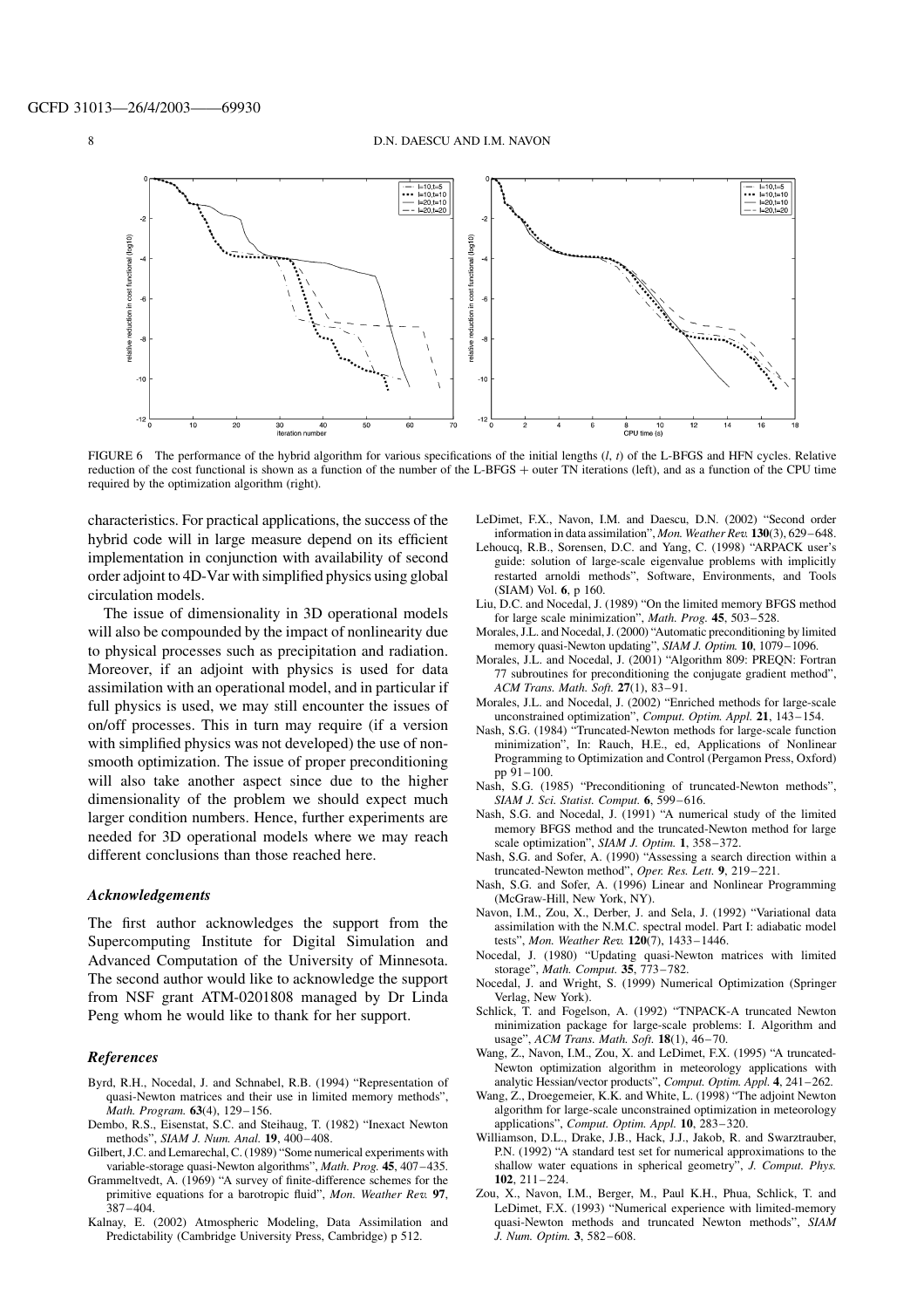FIGURE 6 The performance of the hybrid algorithm for various specifications of the initial lengths ($l$, $t$) of the L-BFGS and HFN cycles. Relative reduction of the cost functional is shown as a function of the number of the L-BFGS + outer TN iterations (left), and as a function of the CPU time required by the optimization algorithm (right).

characteristics. For practical applications, the success of the hybrid code will in large measure depend on its efficient implementation in conjunction with availability of second order adjoint to 4D-Var with simplified physics using global circulation models.

The issue of dimensionality in 3D operational models will also be compounded by the impact of nonlinearity due to physical processes such as precipitation and radiation. Moreover, if an adjoint with physics is used for data assimilation with an operational model, and in particular if full physics is used, we may still encounter the issues of on/off processes. This in turn may require (if a version with simplified physics was not developed) the use of non-smooth optimization. The issue of proper preconditioning will also take another aspect since due to the higher dimensionality of the problem we should expect much larger condition numbers. Hence, further experiments are needed for 3D operational models where we may reach different conclusions than those reached here.

### Acknowledgements

The first author acknowledges the support from the Supercomputing Institute for Digital Simulation and Advanced Computation of the University of Minnesota. The second author would like to acknowledge the support from NSF grant ATM-0201808 managed by Dr Linda Peng whom he would like to thank for her support.

### References

- Byrd, R.H., Nocedal, J. and Schnabel, R.B. (1994) "Representation of quasi-Newton matrices and their use in limited memory methods", *Math. Program.* **63**(4), 129–156.
- Dembo, R.S., Eisenstat, S.C. and Steihaug, T. (1982) "Inexact Newton methods", *SIAM J. Num. Anal.* **19**, 400–408.
- Gilbert, J.C. and Lemarechal, C. (1989) "Some numerical experiments with variable-storage quasi-Newton algorithms", *Math. Prog.* **45**, 407–435.
- Grammeltvedt, A. (1969) "A survey of finite-difference schemes for the primitive equations for a barotropic fluid", *Mon. Weather Rev.* **97**, 387–404.
- Kalnay, E. (2002) Atmospheric Modeling, Data Assimilation and Predictability (Cambridge University Press, Cambridge) p 512.
- LeDimet, F.X., Navon, I.M. and Daescu, D.N. (2002) "Second order information in data assimilation", *Mon. Weather Rev.* **130**(3), 629–648.
- Lehoucq, R.B., Sorensen, D.C. and Yang, C. (1998) "ARPACK user's guide: solution of large-scale eigenvalue problems with implicitly restarted arnoldi methods", Software, Environments, and Tools (SIAM) Vol. **6**, p 160.
- Liu, D.C. and Nocedal, J. (1989) "On the limited memory BFGS method for large scale minimization", *Math. Prog.* **45**, 503–528.
- Morales, J.L. and Nocedal, J. (2000) "Automatic preconditioning by limited memory quasi-Newton updating", *SIAM J. Optim.* **10**, 1079–1096.
- Morales, J.L. and Nocedal, J. (2001) "Algorithm 809: PREQN: Fortran 77 subroutines for preconditioning the conjugate gradient method", *ACM Trans. Math. Soft.* **27**(1), 83–91.
- Morales, J.L. and Nocedal, J. (2002) "Enriched methods for large-scale unconstrained optimization", *Comput. Optim. Appl.* **21**, 143–154.
- Nash, S.G. (1984) "Truncated-Newton methods for large-scale function minimization", In: Rauch, H.E., ed, Applications of Nonlinear Programming to Optimization and Control (Pergamon Press, Oxford) pp 91–100.
- Nash, S.G. (1985) "Preconditioning of truncated-Newton methods", *SIAM J. Sci. Statist. Comput.* **6**, 599–616.
- Nash, S.G. and Nocedal, J. (1991) "A numerical study of the limited memory BFGS method and the truncated-Newton method for large scale optimization", *SIAM J. Optim.* **1**, 358–372.
- Nash, S.G. and Sofer, A. (1990) "Assessing a search direction within a truncated-Newton method", *Oper. Res. Lett.* **9**, 219–221.
- Nash, S.G. and Sofer, A. (1996) Linear and Nonlinear Programming (McGraw-Hill, New York, NY).
- Navon, I.M., Zou, X., Derber, J. and Sela, J. (1992) "Variational data assimilation with the N.M.C. spectral model. Part I: adiabatic model tests", *Mon. Weather Rev.* **120**(7), 1433–1446.
- Nocedal, J. (1980) "Updating quasi-Newton matrices with limited storage", *Math. Comput.* **35**, 773–782.
- Nocedal, J. and Wright, S. (1999) Numerical Optimization (Springer Verlag, New York).
- Schlick, T. and Fogelson, A. (1992) "TNPACK-A truncated Newton minimization package for large-scale problems: I. Algorithm and usage", *ACM Trans. Math. Soft.* **18**(1), 46–70.
- Wang, Z., Navon, I.M., Zou, X. and LeDimet, F.X. (1995) "A truncated-Newton optimization algorithm in meteorology applications with analytic Hessian/vector products", *Comput. Optim. Appl.* **4**, 241–262.
- Wang, Z., Droegemeier, K.K. and White, L. (1998) "The adjoint Newton algorithm for large-scale unconstrained optimization in meteorology applications", *Comput. Optim. Appl.* **10**, 283–320.
- Williamson, D.L., Drake, J.B., Hack, J.J., Jakob, R. and Swarztrauber, P.N. (1992) "A standard test set for numerical approximations to the shallow water equations in spherical geometry", *J. Comput. Phys.* **102**, 211–224.
- Zou, X., Navon, I.M., Berger, M., Paul K.H., Phua, Schlick, T. and LeDimet, F.X. (1993) "Numerical experience with limited-memory quasi-Newton methods and truncated Newton methods", *SIAM J. Num. Optim.* **3**, 582–608.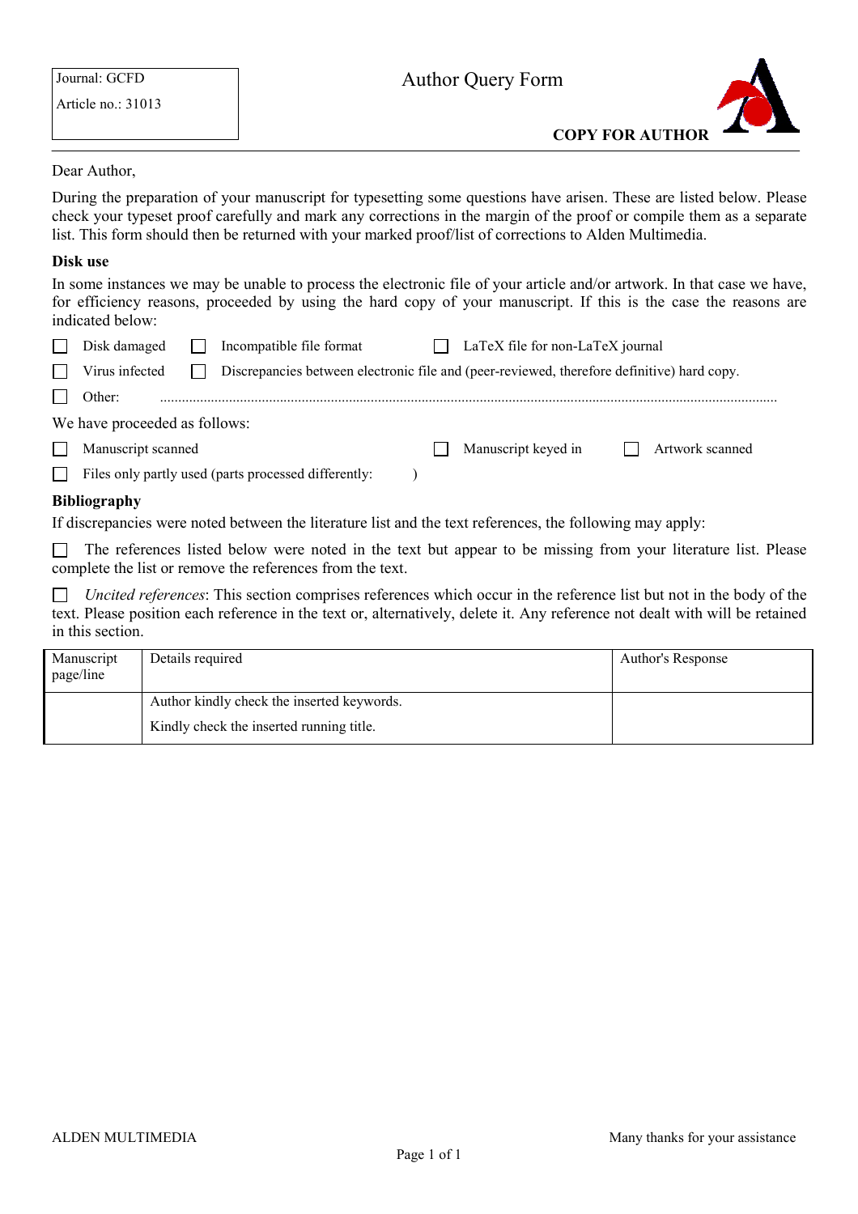Journal: GCFD

Article no.: 31013

# Author Query Form

**COPY FOR AUTHOR**

Dear Author,

During the preparation of your manuscript for typesetting some questions have arisen. These are listed below. Please check your typeset proof carefully and mark any corrections in the margin of the proof or compile them as a separate list. This form should then be returned with your marked proof/list of corrections to Alden Multimedia.

### Disk use

In some instances we may be unable to process the electronic file of your article and/or artwork. In that case we have, for efficiency reasons, proceeded by using the hard copy of your manuscript. If this is the case the reasons are indicated below:

- ☐ Disk damaged ☐ Incompatible file format ☐ LaTeX file for non-LaTeX journal
- ☐ Virus infected ☐ Discrepancies between electronic file and (peer-reviewed, therefore definitive) hard copy.
- ☐ Other: ........................................................................................................................................................

We have proceeded as follows:

- ☐ Manuscript scanned ☐ Manuscript keyed in ☐ Artwork scanned
- ☐ Files only partly used (parts processed differently: )

### Bibliography

If discrepancies were noted between the literature list and the text references, the following may apply:

☐ The references listed below were noted in the text but appear to be missing from your literature list. Please complete the list or remove the references from the text.

☐ *Uncited references*: This section comprises references which occur in the reference list but not in the body of the text. Please position each reference in the text or, alternatively, delete it. Any reference not dealt with will be retained in this section.

| Manuscript page/line | Details required | Author's Response |
|---|---|---|
| | Author kindly check the inserted keywords.<br>Kindly check the inserted running title. | |

ALDEN MULTIMEDIA

Many thanks for your assistance